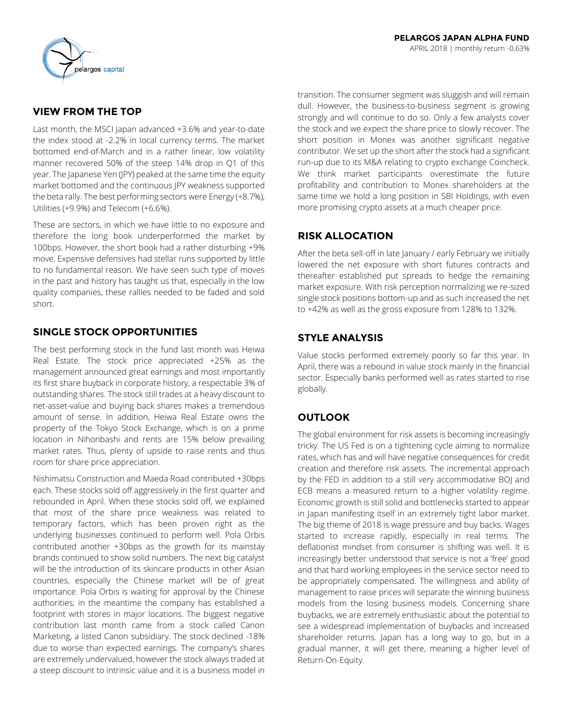**PELARGOS JAPAN ALPHA FUND**

APRIL 2018 | monthly return -0.63%

## VIEW FROM THE TOP

Last month, the MSCI Japan advanced +3.6% and year-to-date the index stood at -2.2% in local currency terms. The market bottomed end-of-March and in a rather linear, low volatility manner recovered 50% of the steep 14% drop in Q1 of this year. The Japanese Yen (JPY) peaked at the same time the equity market bottomed and the continuous JPY weakness supported the beta rally. The best performing sectors were Energy (+8.7%), Utilities (+9.9%) and Telecom (+6.6%).

These are sectors, in which we have little to no exposure and therefore the long book underperformed the market by 100bps. However, the short book had a rather disturbing +9% move. Expensive defensives had stellar runs supported by little to no fundamental reason. We have seen such type of moves in the past and history has taught us that, especially in the low quality companies, these rallies needed to be faded and sold short.

## SINGLE STOCK OPPORTUNITIES

The best performing stock in the fund last month was Heiwa Real Estate. The stock price appreciated +25% as the management announced great earnings and most importantly its first share buyback in corporate history, a respectable 3% of outstanding shares. The stock still trades at a heavy discount to net-asset-value and buying back shares makes a tremendous amount of sense. In addition, Heiwa Real Estate owns the property of the Tokyo Stock Exchange, which is on a prime location in Nihonbashi and rents are 15% below prevailing market rates. Thus, plenty of upside to raise rents and thus room for share price appreciation.

Nishimatsu Construction and Maeda Road contributed +30bps each. These stocks sold off aggressively in the first quarter and rebounded in April. When these stocks sold off, we explained that most of the share price weakness was related to temporary factors, which has been proven right as the underlying businesses continued to perform well. Pola Orbis contributed another +30bps as the growth for its mainstay brands continued to show solid numbers. The next big catalyst will be the introduction of its skincare products in other Asian countries, especially the Chinese market will be of great importance. Pola Orbis is waiting for approval by the Chinese authorities; in the meantime the company has established a footprint with stores in major locations. The biggest negative contribution last month came from a stock called Canon Marketing, a listed Canon subsidiary. The stock declined -18% due to worse than expected earnings. The company's shares are extremely undervalued, however the stock always traded at a steep discount to intrinsic value and it is a business model in transition. The consumer segment was sluggish and will remain dull. However, the business-to-business segment is growing strongly and will continue to do so. Only a few analysts cover the stock and we expect the share price to slowly recover. The short position in Monex was another significant negative contributor. We set up the short after the stock had a significant run-up due to its M&A relating to crypto exchange Coincheck. We think market participants overestimate the future profitability and contribution to Monex shareholders at the same time we hold a long position in SBI Holdings, with even more promising crypto assets at a much cheaper price.

## RISK ALLOCATION

After the beta sell-off in late January / early February we initially lowered the net exposure with short futures contracts and thereafter established put spreads to hedge the remaining market exposure. With risk perception normalizing we re-sized single stock positions bottom-up and as such increased the net to +42% as well as the gross exposure from 128% to 132%.

## STYLE ANALYSIS

Value stocks performed extremely poorly so far this year. In April, there was a rebound in value stock mainly in the financial sector. Especially banks performed well as rates started to rise globally.

## OUTLOOK

The global environment for risk assets is becoming increasingly tricky. The US Fed is on a tightening cycle aiming to normalize rates, which has and will have negative consequences for credit creation and therefore risk assets. The incremental approach by the FED in addition to a still very accommodative BOJ and ECB means a measured return to a higher volatility regime. Economic growth is still solid and bottlenecks started to appear in Japan manifesting itself in an extremely tight labor market. The big theme of 2018 is wage pressure and buy backs. Wages started to increase rapidly, especially in real terms. The deflationist mindset from consumer is shifting was well. It is increasingly better understood that service is not a 'free' good and that hard working employees in the service sector need to be appropriately compensated. The willingness and ability of management to raise prices will separate the winning business models from the losing business models. Concerning share buybacks, we are extremely enthusiastic about the potential to see a widespread implementation of buybacks and increased shareholder returns. Japan has a long way to go, but in a gradual manner, it will get there, meaning a higher level of Return-On-Equity.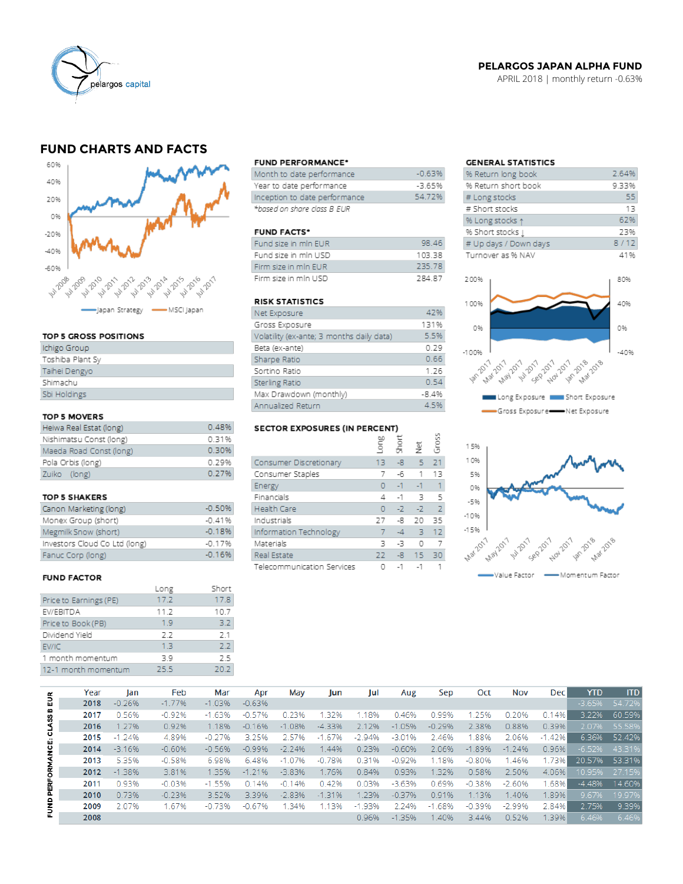**PELARGOS JAPAN ALPHA FUND**
APRIL 2018 | monthly return -0.63%

## FUND CHARTS AND FACTS

### FUND PERFORMANCE*

| | |
|---|---|
| Month to date performance | -0.63% |
| Year to date performance | -3.65% |
| Inception to date performance | 54.72% |

*based on share class B EUR

### GENERAL STATISTICS

| | |
|---|---|
| % Return long book | 2.64% |
| % Return short book | 9.33% |
| # Long stocks | 55 |
| # Short stocks | 13 |
| % Long stocks ↑ | 62% |
| % Short stocks ↓ | 23% |
| # Up days / Down days | 8 / 12 |
| Turnover as % NAV | 41% |

### FUND FACTS*

| | |
|---|---|
| Fund size in mln EUR | 98.46 |
| Fund size in mln USD | 103.38 |
| Firm size in mln EUR | 235.78 |
| Firm size in mln USD | 284.87 |

### RISK STATISTICS

| | |
|---|---|
| Net Exposure | 42% |
| Gross Exposure | 131% |
| Volatility (ex-ante; 3 months daily data) | 5.5% |
| Beta (ex-ante) | 0.29 |
| Sharpe Ratio | 0.66 |
| Sortino Ratio | 1.26 |
| Sterling Ratio | 0.54 |
| Max Drawdown (monthly) | -8.4% |
| Annualized Return | 4.5% |

### TOP 5 GROSS POSITIONS

- Ichigo Group
- Toshiba Plant Sy
- Taihei Dengyo
- Shimachu
- Sbi Holdings

### TOP 5 MOVERS

| | |
|---|---|
| Heiwa Real Estat (long) | 0.48% |
| Nishimatsu Const (long) | 0.31% |
| Maeda Road Const (long) | 0.30% |
| Pola Orbis (long) | 0.29% |
| Zuiko (long) | 0.27% |

### TOP 5 SHAKERS

| | |
|---|---|
| Canon Marketing (long) | -0.50% |
| Monex Group (short) | -0.41% |
| Megmilk Snow (short) | -0.18% |
| Investors Cloud Co Ltd (long) | -0.17% |
| Fanuc Corp (long) | -0.16% |

### SECTOR EXPOSURES (IN PERCENT)

| | Long | Short | Net | Gross |
|---|---|---|---|---|
| Consumer Discretionary | 13 | -8 | 5 | 21 |
| Consumer Staples | 7 | -6 | 1 | 13 |
| Energy | 0 | -1 | -1 | 1 |
| Financials | 4 | -1 | 3 | 5 |
| Health Care | 0 | -2 | -2 | 2 |
| Industrials | 27 | -8 | 20 | 35 |
| Information Technology | 7 | -4 | 3 | 12 |
| Materials | 3 | -3 | 0 | 7 |
| Real Estate | 22 | -8 | 15 | 30 |
| Telecommunication Services | 0 | -1 | -1 | 1 |

### FUND FACTOR

| | Long | Short |
|---|---|---|
| Price to Earnings (PE) | 17.2 | 17.8 |
| EV/EBITDA | 11.2 | 10.7 |
| Price to Book (PB) | 1.9 | 3.2 |
| Dividend Yield | 2.2 | 2.1 |
| EV/IC | 1.3 | 2.2 |
| 1 month momentum | 3.9 | 2.5 |
| 12-1 month momentum | 25.5 | 20.2 |

### FUND PERFORMANCE: CLASS B EUR

| Year | Jan | Feb | Mar | Apr | May | Jun | Jul | Aug | Sep | Oct | Nov | Dec | YTD | ITD |
|---|---|---|---|---|---|---|---|---|---|---|---|---|---|---|
| 2018 | -0.26% | -1.77% | -1.03% | -0.63% | | | | | | | | | -3.65% | 54.72% |
| 2017 | 0.56% | -0.92% | -1.63% | -0.57% | 0.23% | 1.32% | 1.18% | 0.46% | 0.99% | 1.25% | 0.20% | 0.14% | 3.22% | 60.59% |
| 2016 | 1.27% | 0.92% | 1.18% | -0.16% | -1.08% | -4.33% | 2.12% | -1.05% | -0.29% | 2.38% | 0.88% | 0.39% | 2.07% | 55.58% |
| 2015 | -1.24% | 4.89% | -0.27% | 3.25% | 2.57% | -1.67% | -2.94% | -3.01% | 2.46% | 1.88% | 2.06% | -1.42% | 6.36% | 52.42% |
| 2014 | -3.16% | -0.60% | -0.56% | -0.99% | -2.24% | 1.44% | 0.23% | -0.60% | 2.06% | -1.89% | -1.24% | 0.96% | -6.52% | 43.31% |
| 2013 | 5.35% | -0.58% | 6.98% | 6.48% | -1.07% | -0.78% | 0.31% | -0.92% | 1.18% | -0.80% | 1.46% | 1.73% | 20.57% | 53.31% |
| 2012 | -1.38% | 3.81% | 1.35% | -1.21% | -3.83% | 1.76% | 0.84% | 0.93% | 1.32% | 0.58% | 2.50% | 4.06% | 10.95% | 27.15% |
| 2011 | 0.93% | -0.03% | -1.55% | 0.14% | -0.14% | 0.42% | 0.03% | -3.63% | 0.69% | -0.38% | -2.60% | 1.68% | -4.48% | 14.60% |
| 2010 | 0.73% | -0.23% | 3.52% | 3.39% | -2.83% | -1.31% | 1.23% | -0.37% | 0.91% | 1.13% | 1.40% | 1.89% | 9.67% | 19.97% |
| 2009 | 2.07% | 1.67% | -0.73% | -0.67% | 1.34% | 1.13% | -1.93% | 2.24% | -1.68% | -0.39% | -2.99% | 2.84% | 2.75% | 9.39% |
| 2008 | | | | | | | 0.96% | -1.35% | 1.40% | 3.44% | 0.52% | 1.39% | 6.46% | 6.46% |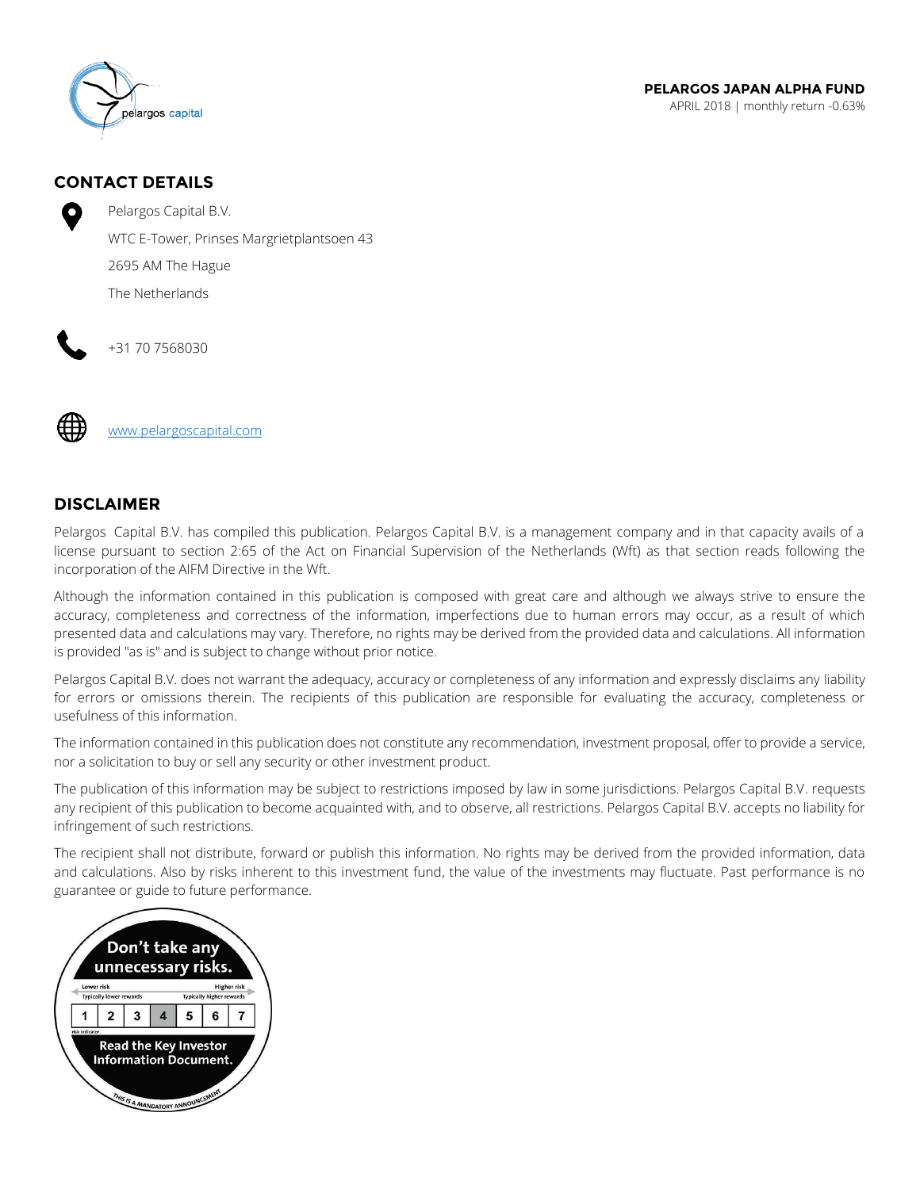**PELARGOS JAPAN ALPHA FUND**

APRIL 2018 | monthly return -0.63%

## CONTACT DETAILS

Pelargos Capital B.V.

WTC E-Tower, Prinses Margrietplantsoen 43

2695 AM The Hague

The Netherlands

+31 70 7568030

www.pelargoscapital.com

## DISCLAIMER

Pelargos Capital B.V. has compiled this publication. Pelargos Capital B.V. is a management company and in that capacity avails of a license pursuant to section 2:65 of the Act on Financial Supervision of the Netherlands (Wft) as that section reads following the incorporation of the AIFM Directive in the Wft.

Although the information contained in this publication is composed with great care and although we always strive to ensure the accuracy, completeness and correctness of the information, imperfections due to human errors may occur, as a result of which presented data and calculations may vary. Therefore, no rights may be derived from the provided data and calculations. All information is provided "as is" and is subject to change without prior notice.

Pelargos Capital B.V. does not warrant the adequacy, accuracy or completeness of any information and expressly disclaims any liability for errors or omissions therein. The recipients of this publication are responsible for evaluating the accuracy, completeness or usefulness of this information.

The information contained in this publication does not constitute any recommendation, investment proposal, offer to provide a service, nor a solicitation to buy or sell any security or other investment product.

The publication of this information may be subject to restrictions imposed by law in some jurisdictions. Pelargos Capital B.V. requests any recipient of this publication to become acquainted with, and to observe, all restrictions. Pelargos Capital B.V. accepts no liability for infringement of such restrictions.

The recipient shall not distribute, forward or publish this information. No rights may be derived from the provided information, data and calculations. Also by risks inherent to this investment fund, the value of the investments may fluctuate. Past performance is no guarantee or guide to future performance.

Don't take any unnecessary risks.

Lower risk — Higher risk

Typically lower rewards — Typically higher rewards

1 2 3 4 5 6 7

risk indicator

Read the Key Investor Information Document.

THIS IS A MANDATORY ANNOUNCEMENT